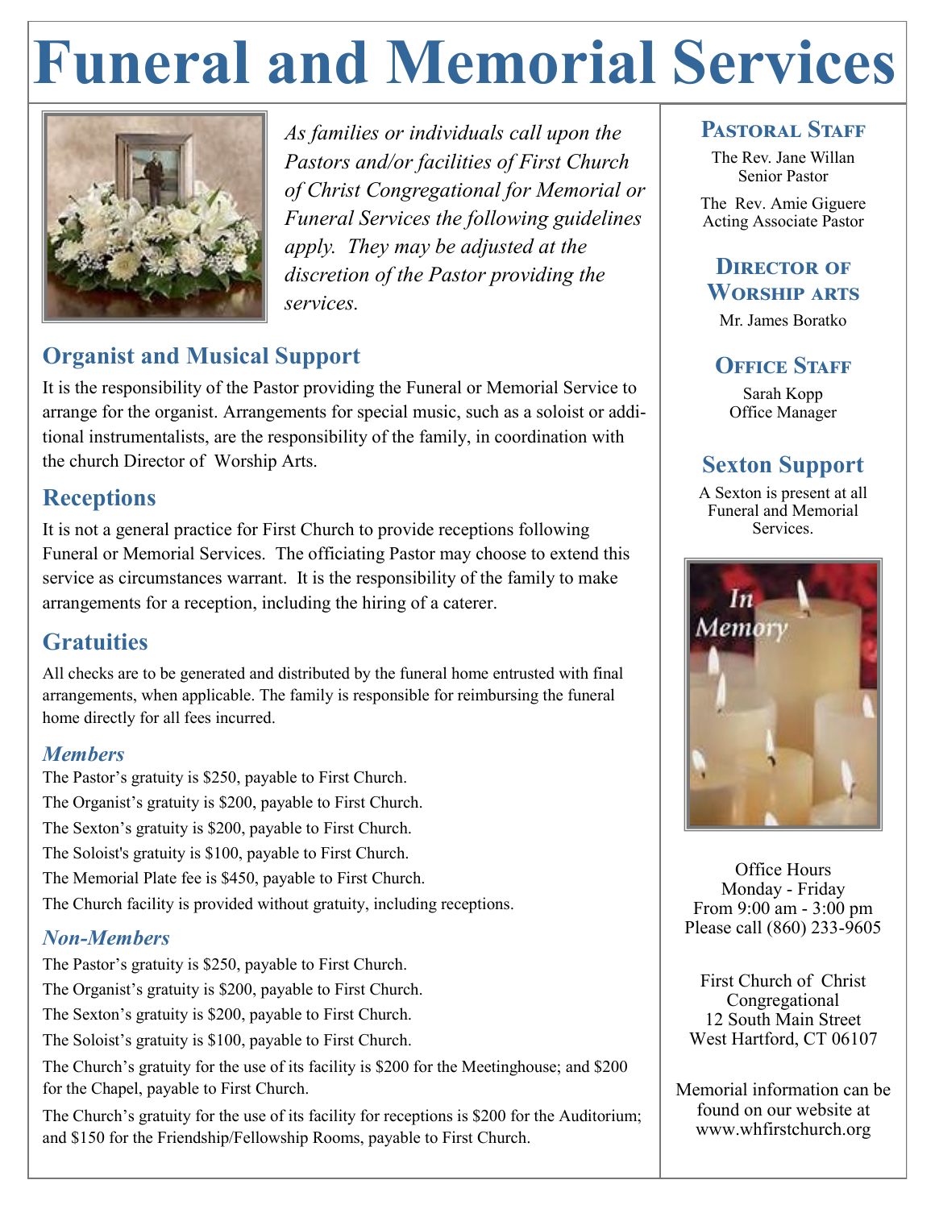# Funeral and Memorial Services

*As families or individuals call upon the Pastors and/or facilities of First Church of Christ Congregational for Memorial or Funeral Services the following guidelines apply. They may be adjusted at the discretion of the Pastor providing the services.*

## Organist and Musical Support

It is the responsibility of the Pastor providing the Funeral or Memorial Service to arrange for the organist. Arrangements for special music, such as a soloist or additional instrumentalists, are the responsibility of the family, in coordination with the church Director of Worship Arts.

## Receptions

It is not a general practice for First Church to provide receptions following Funeral or Memorial Services. The officiating Pastor may choose to extend this service as circumstances warrant. It is the responsibility of the family to make arrangements for a reception, including the hiring of a caterer.

## Gratuities

All checks are to be generated and distributed by the funeral home entrusted with final arrangements, when applicable. The family is responsible for reimbursing the funeral home directly for all fees incurred.

### *Members*

The Pastor's gratuity is $250, payable to First Church.

The Organist's gratuity is $200, payable to First Church.

The Sexton's gratuity is $200, payable to First Church.

The Soloist's gratuity is $100, payable to First Church.

The Memorial Plate fee is $450, payable to First Church.

The Church facility is provided without gratuity, including receptions.

### *Non-Members*

The Pastor's gratuity is $250, payable to First Church.

The Organist's gratuity is $200, payable to First Church.

The Sexton's gratuity is $200, payable to First Church.

The Soloist's gratuity is $100, payable to First Church.

The Church's gratuity for the use of its facility is $200 for the Meetinghouse; and $200 for the Chapel, payable to First Church.

The Church's gratuity for the use of its facility for receptions is $200 for the Auditorium; and $150 for the Friendship/Fellowship Rooms, payable to First Church.

## Pastoral Staff

The Rev. Jane Willan
Senior Pastor

The Rev. Amie Giguere
Acting Associate Pastor

## Director of Worship Arts

Mr. James Boratko

## Office Staff

Sarah Kopp
Office Manager

## Sexton Support

A Sexton is present at all Funeral and Memorial Services.

Office Hours
Monday - Friday
From 9:00 am - 3:00 pm
Please call (860) 233-9605

First Church of Christ
Congregational
12 South Main Street
West Hartford, CT 06107

Memorial information can be found on our website at www.whfirstchurch.org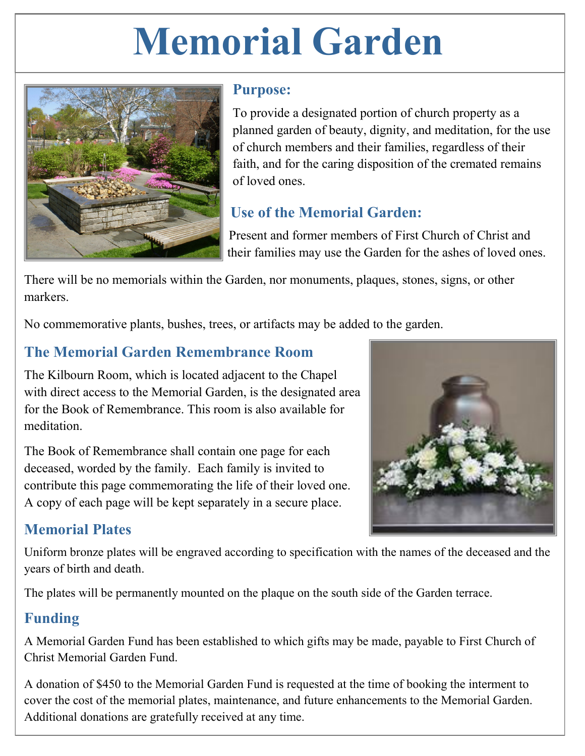# Memorial Garden

## Purpose:

To provide a designated portion of church property as a planned garden of beauty, dignity, and meditation, for the use of church members and their families, regardless of their faith, and for the caring disposition of the cremated remains of loved ones.

## Use of the Memorial Garden:

Present and former members of First Church of Christ and their families may use the Garden for the ashes of loved ones.

There will be no memorials within the Garden, nor monuments, plaques, stones, signs, or other markers.

No commemorative plants, bushes, trees, or artifacts may be added to the garden.

## The Memorial Garden Remembrance Room

The Kilbourn Room, which is located adjacent to the Chapel with direct access to the Memorial Garden, is the designated area for the Book of Remembrance. This room is also available for meditation.

The Book of Remembrance shall contain one page for each deceased, worded by the family. Each family is invited to contribute this page commemorating the life of their loved one. A copy of each page will be kept separately in a secure place.

## Memorial Plates

Uniform bronze plates will be engraved according to specification with the names of the deceased and the years of birth and death.

The plates will be permanently mounted on the plaque on the south side of the Garden terrace.

## Funding

A Memorial Garden Fund has been established to which gifts may be made, payable to First Church of Christ Memorial Garden Fund.

A donation of $450 to the Memorial Garden Fund is requested at the time of booking the interment to cover the cost of the memorial plates, maintenance, and future enhancements to the Memorial Garden. Additional donations are gratefully received at any time.